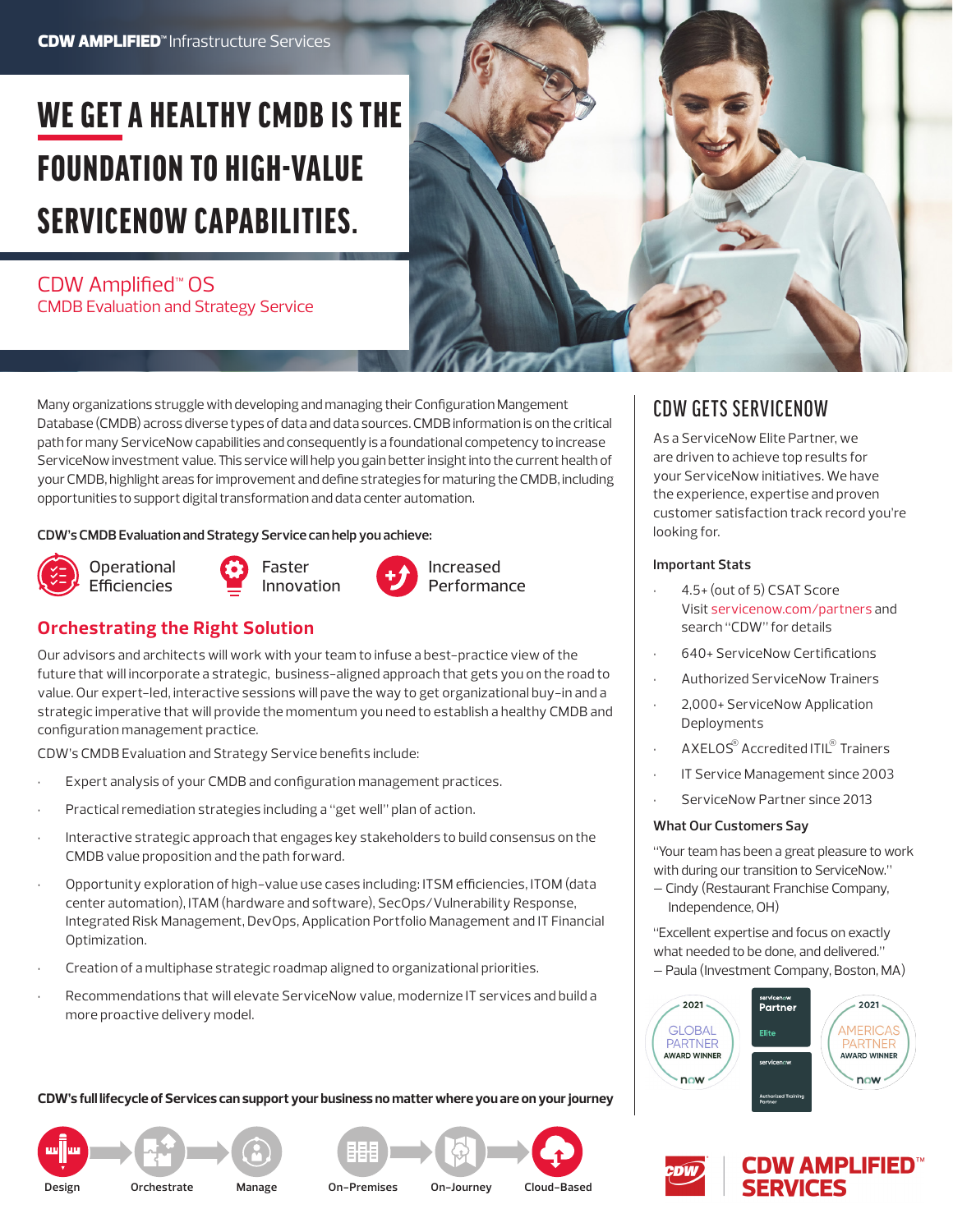CDW AMPLIFIED™ Infrastructure Services

# WE GET A HEALTHY CMDB IS THE FOUNDATION TO HIGH-VALUE SERVICENOW CAPABILITIES.

## CDW Amplified™ OS

CMDB Evaluation and Strategy Service

Many organizations struggle with developing and managing their Configuration Mangement Database (CMDB) across diverse types of data and data sources. CMDB information is on the critical path for many ServiceNow capabilities and consequently is a foundational competency to increase ServiceNow investment value. This service will help you gain better insight into the current health of your CMDB, highlight areas for improvement and define strategies for maturing the CMDB, including opportunities to support digital transformation and data center automation.

**CDW's CMDB Evaluation and Strategy Service can help you achieve:**

- Operational Efficiencies
- Faster Innovation
- Increased Performance

## Orchestrating the Right Solution

Our advisors and architects will work with your team to infuse a best-practice view of the future that will incorporate a strategic, business-aligned approach that gets you on the road to value. Our expert-led, interactive sessions will pave the way to get organizational buy-in and a strategic imperative that will provide the momentum you need to establish a healthy CMDB and configuration management practice.

CDW's CMDB Evaluation and Strategy Service benefits include:

- Expert analysis of your CMDB and configuration management practices.
- Practical remediation strategies including a "get well" plan of action.
- Interactive strategic approach that engages key stakeholders to build consensus on the CMDB value proposition and the path forward.
- Opportunity exploration of high-value use cases including: ITSM efficiencies, ITOM (data center automation), ITAM (hardware and software), SecOps/Vulnerability Response, Integrated Risk Management, DevOps, Application Portfolio Management and IT Financial Optimization.
- Creation of a multiphase strategic roadmap aligned to organizational priorities.
- Recommendations that will elevate ServiceNow value, modernize IT services and build a more proactive delivery model.

## CDW GETS SERVICENOW

As a ServiceNow Elite Partner, we are driven to achieve top results for your ServiceNow initiatives. We have the experience, expertise and proven customer satisfaction track record you're looking for.

### Important Stats

- 4.5+ (out of 5) CSAT Score
  Visit servicenow.com/partners and search "CDW" for details
- 640+ ServiceNow Certifications
- Authorized ServiceNow Trainers
- 2,000+ ServiceNow Application Deployments
- AXELOS® Accredited ITIL® Trainers
- IT Service Management since 2003
- ServiceNow Partner since 2013

### What Our Customers Say

"Your team has been a great pleasure to work with during our transition to ServiceNow."
– Cindy (Restaurant Franchise Company, Independence, OH)

"Excellent expertise and focus on exactly what needed to be done, and delivered."
– Paula (Investment Company, Boston, MA)

2021 GLOBAL PARTNER AWARD WINNER · servicenow Partner Elite · servicenow Authorized Training Partner · 2021 AMERICAS PARTNER AWARD WINNER

**CDW's full lifecycle of Services can support your business no matter where you are on your journey**

Design → Orchestrate → Manage | On-Premises → On-Journey → Cloud-Based

CDW AMPLIFIED™ SERVICES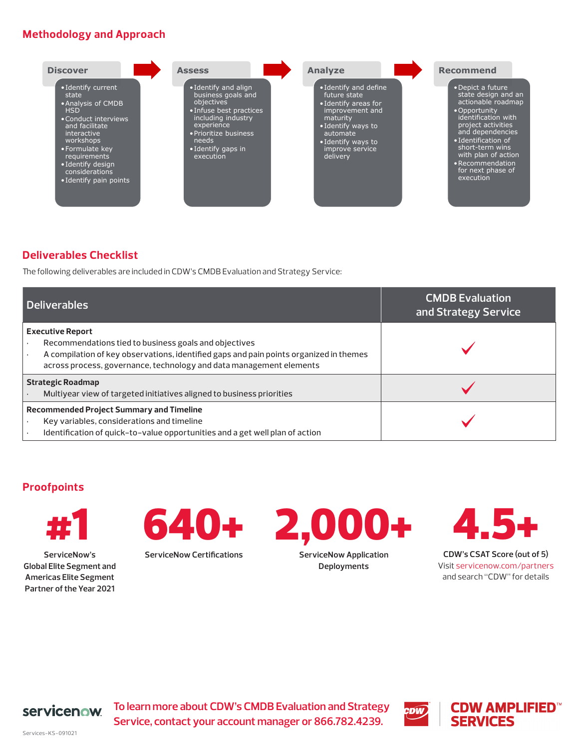## Methodology and Approach

**Discover**
- Identify current state
- Analysis of CMDB HSD
- Conduct interviews and facilitate interactive workshops
- Formulate key requirements
- Identify design considerations
- Identify pain points

**Assess**
- Identify and align business goals and objectives
- Infuse best practices including industry experience
- Prioritize business needs
- Identify gaps in execution

**Analyze**
- Identify and define future state
- Identify areas for improvement and maturity
- Identify ways to automate
- Identify ways to improve service delivery

**Recommend**
- Depict a future state design and an actionable roadmap
- Opportunity identification with project activities and dependencies
- Identification of short-term wins with plan of action
- Recommendation for next phase of execution

## Deliverables Checklist

The following deliverables are included in CDW's CMDB Evaluation and Strategy Service:

| Deliverables | CMDB Evaluation and Strategy Service |
|---|---|
| **Executive Report**<br>· Recommendations tied to business goals and objectives<br>· A compilation of key observations, identified gaps and pain points organized in themes across process, governance, technology and data management elements | ✓ |
| **Strategic Roadmap**<br>· Multiyear view of targeted initiatives aligned to business priorities | ✓ |
| **Recommended Project Summary and Timeline**<br>· Key variables, considerations and timeline<br>· Identification of quick-to-value opportunities and a get well plan of action | ✓ |

## Proofpoints

**#1**
ServiceNow's Global Elite Segment and Americas Elite Segment Partner of the Year 2021

**640+**
ServiceNow Certifications

**2,000+**
ServiceNow Application Deployments

**4.5+**
CDW's CSAT Score (out of 5)
Visit servicenow.com/partners and search "CDW" for details

servicenow

**To learn more about CDW's CMDB Evaluation and Strategy Service, contact your account manager or 866.782.4239.**

CDW | CDW AMPLIFIED™ SERVICES

Services-KS-091021